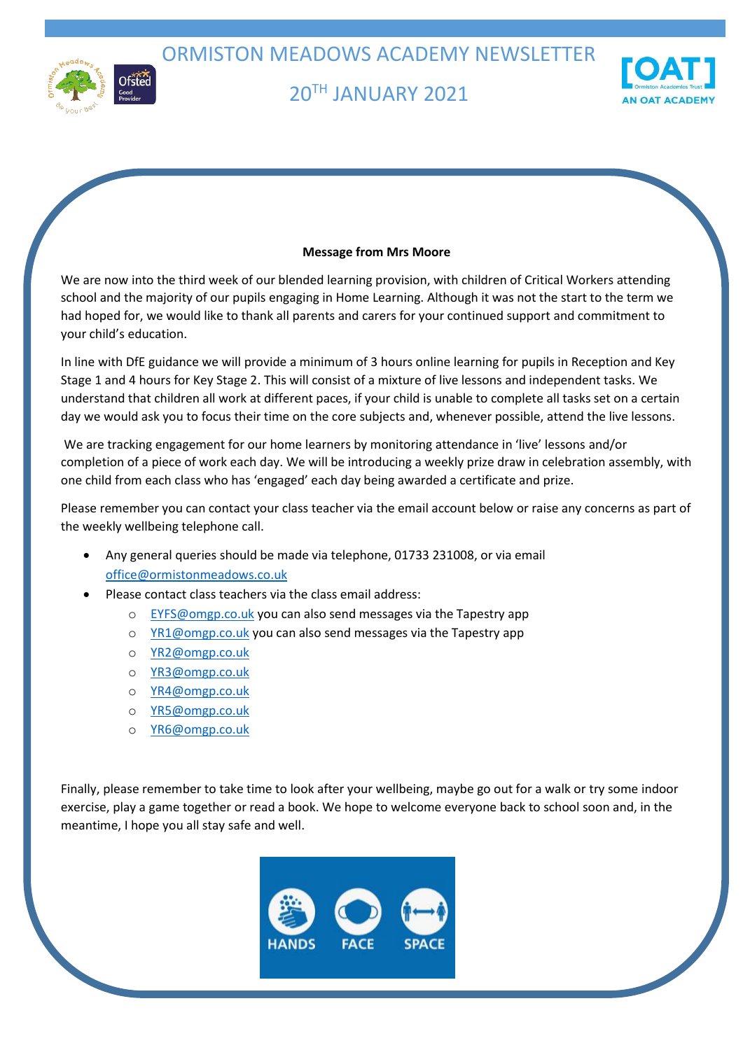# ORMISTON MEADOWS ACADEMY NEWSLETTER

## 20TH JANUARY 2021

**Message from Mrs Moore**

We are now into the third week of our blended learning provision, with children of Critical Workers attending school and the majority of our pupils engaging in Home Learning. Although it was not the start to the term we had hoped for, we would like to thank all parents and carers for your continued support and commitment to your child's education.

In line with DfE guidance we will provide a minimum of 3 hours online learning for pupils in Reception and Key Stage 1 and 4 hours for Key Stage 2. This will consist of a mixture of live lessons and independent tasks. We understand that children all work at different paces, if your child is unable to complete all tasks set on a certain day we would ask you to focus their time on the core subjects and, whenever possible, attend the live lessons.

We are tracking engagement for our home learners by monitoring attendance in 'live' lessons and/or completion of a piece of work each day. We will be introducing a weekly prize draw in celebration assembly, with one child from each class who has 'engaged' each day being awarded a certificate and prize.

Please remember you can contact your class teacher via the email account below or raise any concerns as part of the weekly wellbeing telephone call.

- Any general queries should be made via telephone, 01733 231008, or via email office@ormistonmeadows.co.uk
- Please contact class teachers via the class email address:
  - EYFS@omgp.co.uk you can also send messages via the Tapestry app
  - YR1@omgp.co.uk you can also send messages via the Tapestry app
  - YR2@omgp.co.uk
  - YR3@omgp.co.uk
  - YR4@omgp.co.uk
  - YR5@omgp.co.uk
  - YR6@omgp.co.uk

Finally, please remember to take time to look after your wellbeing, maybe go out for a walk or try some indoor exercise, play a game together or read a book. We hope to welcome everyone back to school soon and, in the meantime, I hope you all stay safe and well.

HANDS FACE SPACE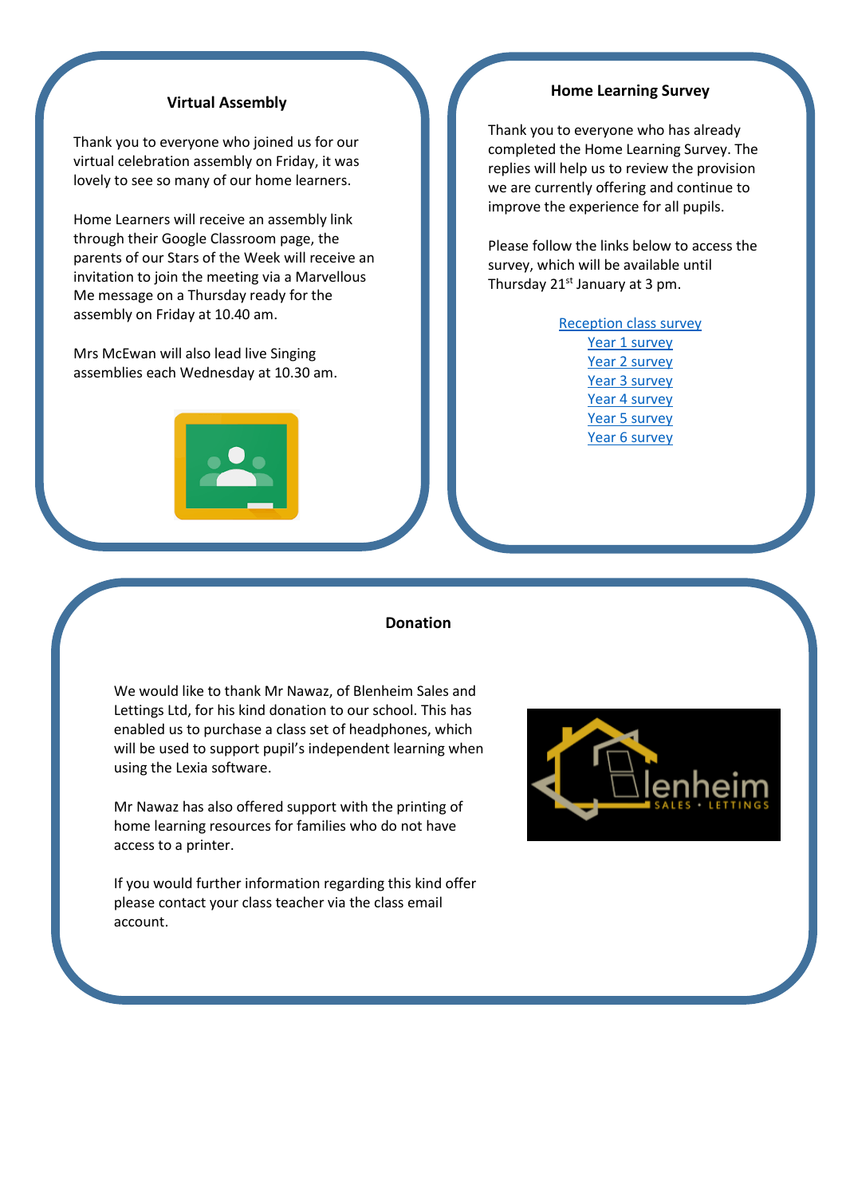## Virtual Assembly

Thank you to everyone who joined us for our virtual celebration assembly on Friday, it was lovely to see so many of our home learners.

Home Learners will receive an assembly link through their Google Classroom page, the parents of our Stars of the Week will receive an invitation to join the meeting via a Marvellous Me message on a Thursday ready for the assembly on Friday at 10.40 am.

Mrs McEwan will also lead live Singing assemblies each Wednesday at 10.30 am.

## Home Learning Survey

Thank you to everyone who has already completed the Home Learning Survey. The replies will help us to review the provision we are currently offering and continue to improve the experience for all pupils.

Please follow the links below to access the survey, which will be available until Thursday 21st January at 3 pm.

Reception class survey
Year 1 survey
Year 2 survey
Year 3 survey
Year 4 survey
Year 5 survey
Year 6 survey

## Donation

We would like to thank Mr Nawaz, of Blenheim Sales and Lettings Ltd, for his kind donation to our school. This has enabled us to purchase a class set of headphones, which will be used to support pupil's independent learning when using the Lexia software.

Mr Nawaz has also offered support with the printing of home learning resources for families who do not have access to a printer.

If you would further information regarding this kind offer please contact your class teacher via the class email account.